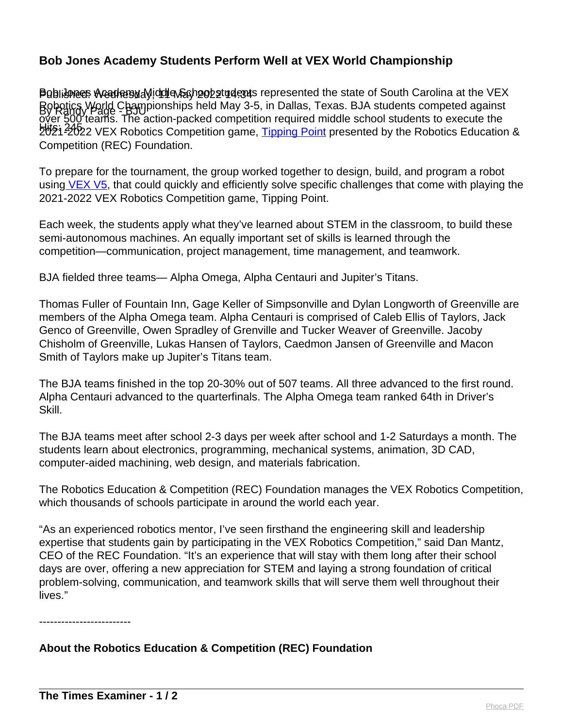# Bob Jones Academy Students Perform Well at VEX World Championship

Published: Wednesday, 11 May 2022 14:34
By Randy Page - BJU
Hits: 245

Bob Jones Academy Middle School students represented the state of South Carolina at the VEX Robotics World Championships held May 3-5, in Dallas, Texas. BJA students competed against over 500 teams. The action-packed competition required middle school students to execute the 2021-2022 VEX Robotics Competition game, Tipping Point presented by the Robotics Education & Competition (REC) Foundation.

To prepare for the tournament, the group worked together to design, build, and program a robot using VEX V5, that could quickly and efficiently solve specific challenges that come with playing the 2021-2022 VEX Robotics Competition game, Tipping Point.

Each week, the students apply what they've learned about STEM in the classroom, to build these semi-autonomous machines. An equally important set of skills is learned through the competition—communication, project management, time management, and teamwork.

BJA fielded three teams— Alpha Omega, Alpha Centauri and Jupiter's Titans.

Thomas Fuller of Fountain Inn, Gage Keller of Simpsonville and Dylan Longworth of Greenville are members of the Alpha Omega team. Alpha Centauri is comprised of Caleb Ellis of Taylors, Jack Genco of Greenville, Owen Spradley of Grenville and Tucker Weaver of Greenville. Jacoby Chisholm of Greenville, Lukas Hansen of Taylors, Caedmon Jansen of Greenville and Macon Smith of Taylors make up Jupiter's Titans team.

The BJA teams finished in the top 20-30% out of 507 teams. All three advanced to the first round. Alpha Centauri advanced to the quarterfinals. The Alpha Omega team ranked 64th in Driver's Skill.

The BJA teams meet after school 2-3 days per week after school and 1-2 Saturdays a month. The students learn about electronics, programming, mechanical systems, animation, 3D CAD, computer-aided machining, web design, and materials fabrication.

The Robotics Education & Competition (REC) Foundation manages the VEX Robotics Competition, which thousands of schools participate in around the world each year.

"As an experienced robotics mentor, I've seen firsthand the engineering skill and leadership expertise that students gain by participating in the VEX Robotics Competition," said Dan Mantz, CEO of the REC Foundation. "It's an experience that will stay with them long after their school days are over, offering a new appreciation for STEM and laying a strong foundation of critical problem-solving, communication, and teamwork skills that will serve them well throughout their lives."

-------------------------

**About the Robotics Education & Competition (REC) Foundation**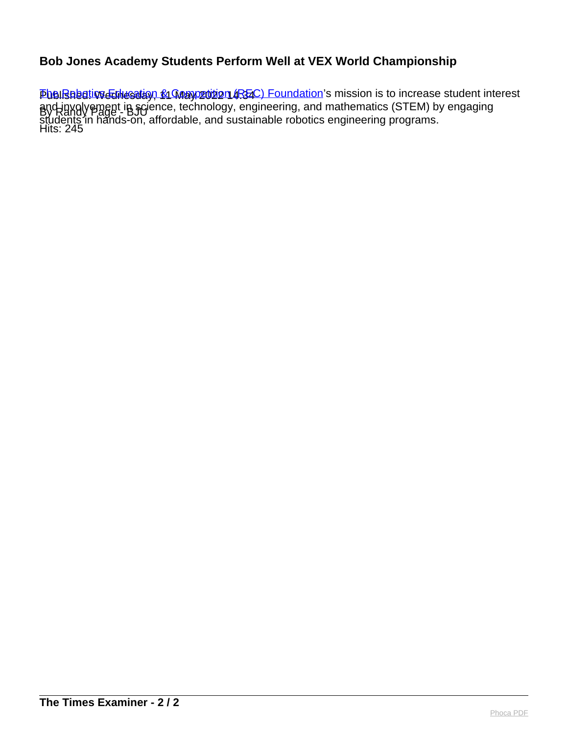# Bob Jones Academy Students Perform Well at VEX World Championship

Published: Wednesday, 11 May 2022 14:54
By Randy Page - BJU
Hits: 245

The Robotics Education & Competition (REC) Foundation's mission is to increase student interest and involvement in science, technology, engineering, and mathematics (STEM) by engaging students in hands-on, affordable, and sustainable robotics engineering programs.